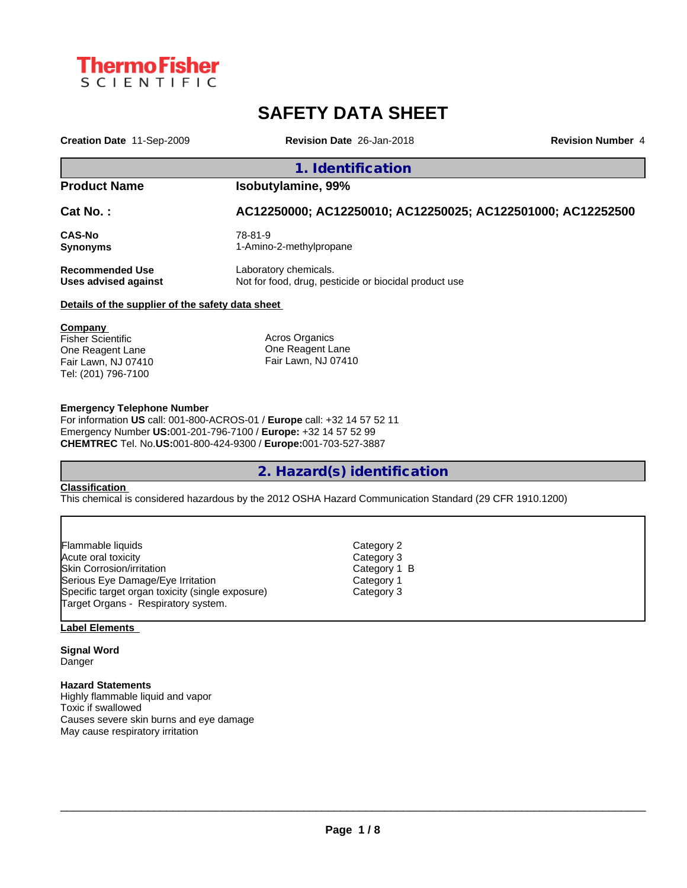ThermoFisher SCIENTIFIC

# SAFETY DATA SHEET

**Creation Date** 11-Sep-2009 **Revision Date** 26-Jan-2018 **Revision Number** 4

## 1. Identification

| | |
|---|---|
| **Product Name** | **Isobutylamine, 99%** |
| **Cat No. :** | **AC12250000; AC12250010; AC12250025; AC122501000; AC12252500** |
| **CAS-No** | 78-81-9 |
| **Synonyms** | 1-Amino-2-methylpropane |
| **Recommended Use** | Laboratory chemicals. |
| **Uses advised against** | Not for food, drug, pesticide or biocidal product use |

**Details of the supplier of the safety data sheet**

**Company**
Fisher Scientific
One Reagent Lane
Fair Lawn, NJ 07410
Tel: (201) 796-7100

Acros Organics
One Reagent Lane
Fair Lawn, NJ 07410

**Emergency Telephone Number**
For information **US** call: 001-800-ACROS-01 / **Europe** call: +32 14 57 52 11
Emergency Number **US:**001-201-796-7100 / **Europe:** +32 14 57 52 99
**CHEMTREC** Tel. No.**US:**001-800-424-9300 / **Europe:**001-703-527-3887

## 2. Hazard(s) identification

**Classification**
This chemical is considered hazardous by the 2012 OSHA Hazard Communication Standard (29 CFR 1910.1200)

| | |
|---|---|
| Flammable liquids | Category 2 |
| Acute oral toxicity | Category 3 |
| Skin Corrosion/irritation | Category 1 B |
| Serious Eye Damage/Eye Irritation | Category 1 |
| Specific target organ toxicity (single exposure) | Category 3 |
| Target Organs - Respiratory system. | |

**Label Elements**

**Signal Word**
Danger

**Hazard Statements**
Highly flammable liquid and vapor
Toxic if swallowed
Causes severe skin burns and eye damage
May cause respiratory irritation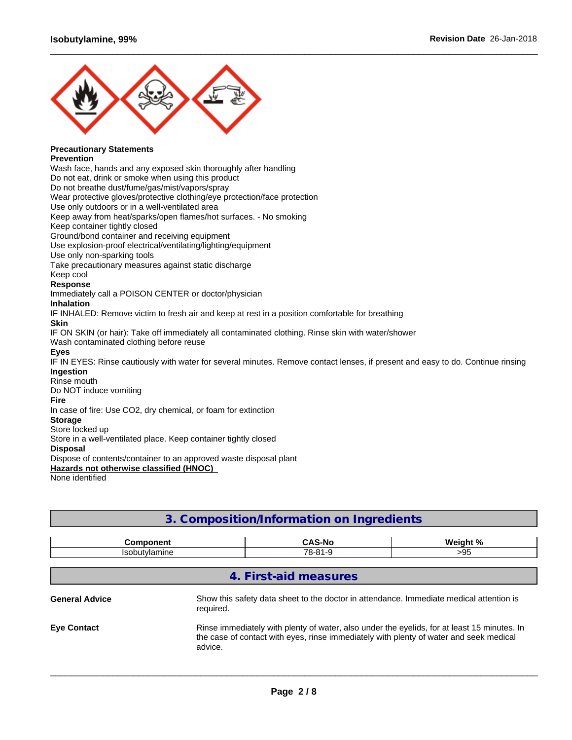**Precautionary Statements**

**Prevention**

Wash face, hands and any exposed skin thoroughly after handling
Do not eat, drink or smoke when using this product
Do not breathe dust/fume/gas/mist/vapors/spray
Wear protective gloves/protective clothing/eye protection/face protection
Use only outdoors or in a well-ventilated area
Keep away from heat/sparks/open flames/hot surfaces. - No smoking
Keep container tightly closed
Ground/bond container and receiving equipment
Use explosion-proof electrical/ventilating/lighting/equipment
Use only non-sparking tools
Take precautionary measures against static discharge
Keep cool

**Response**

Immediately call a POISON CENTER or doctor/physician

**Inhalation**

IF INHALED: Remove victim to fresh air and keep at rest in a position comfortable for breathing

**Skin**

IF ON SKIN (or hair): Take off immediately all contaminated clothing. Rinse skin with water/shower
Wash contaminated clothing before reuse

**Eyes**

IF IN EYES: Rinse cautiously with water for several minutes. Remove contact lenses, if present and easy to do. Continue rinsing

**Ingestion**

Rinse mouth
Do NOT induce vomiting

**Fire**

In case of fire: Use $CO_2$, dry chemical, or foam for extinction

**Storage**

Store locked up
Store in a well-ventilated place. Keep container tightly closed

**Disposal**

Dispose of contents/container to an approved waste disposal plant

**Hazards not otherwise classified (HNOC)**

None identified

## 3. Composition/Information on Ingredients

| Component | CAS-No | Weight % |
|---|---|---|
| Isobutylamine | 78-81-9 | >95 |

## 4. First-aid measures

**General Advice**

Show this safety data sheet to the doctor in attendance. Immediate medical attention is required.

**Eye Contact**

Rinse immediately with plenty of water, also under the eyelids, for at least 15 minutes. In the case of contact with eyes, rinse immediately with plenty of water and seek medical advice.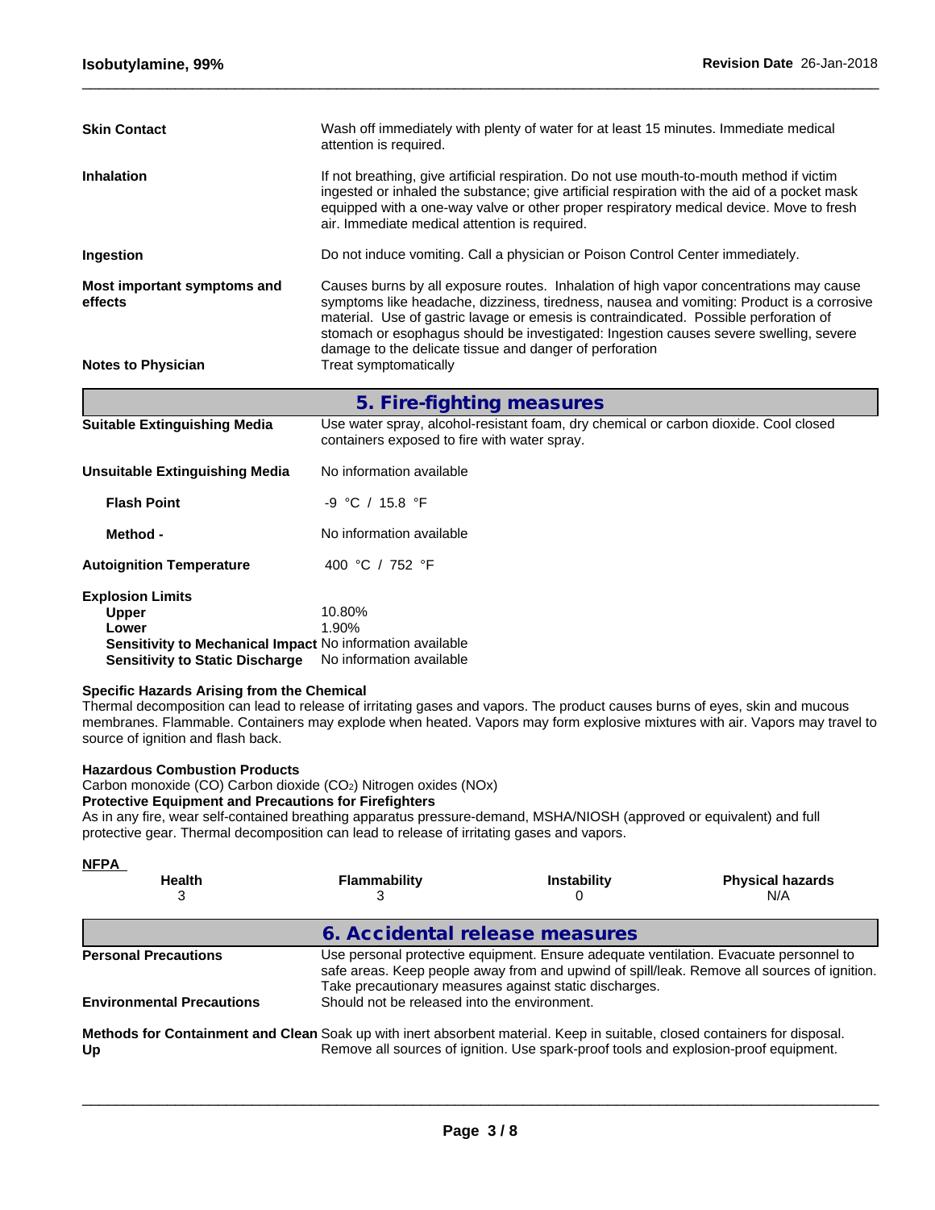**Skin Contact** Wash off immediately with plenty of water for at least 15 minutes. Immediate medical attention is required.

**Inhalation** If not breathing, give artificial respiration. Do not use mouth-to-mouth method if victim ingested or inhaled the substance; give artificial respiration with the aid of a pocket mask equipped with a one-way valve or other proper respiratory medical device. Move to fresh air. Immediate medical attention is required.

**Ingestion** Do not induce vomiting. Call a physician or Poison Control Center immediately.

**Most important symptoms and effects** Causes burns by all exposure routes. Inhalation of high vapor concentrations may cause symptoms like headache, dizziness, tiredness, nausea and vomiting: Product is a corrosive material. Use of gastric lavage or emesis is contraindicated. Possible perforation of stomach or esophagus should be investigated: Ingestion causes severe swelling, severe damage to the delicate tissue and danger of perforation

**Notes to Physician** Treat symptomatically

## 5. Fire-fighting measures

**Suitable Extinguishing Media** Use water spray, alcohol-resistant foam, dry chemical or carbon dioxide. Cool closed containers exposed to fire with water spray.

**Unsuitable Extinguishing Media** No information available

**Flash Point** -9 °C / 15.8 °F

**Method -** No information available

**Autoignition Temperature** 400 °C / 752 °F

**Explosion Limits**

**Upper** 10.80%

**Lower** 1.90%

**Sensitivity to Mechanical Impact** No information available

**Sensitivity to Static Discharge** No information available

**Specific Hazards Arising from the Chemical**

Thermal decomposition can lead to release of irritating gases and vapors. The product causes burns of eyes, skin and mucous membranes. Flammable. Containers may explode when heated. Vapors may form explosive mixtures with air. Vapors may travel to source of ignition and flash back.

**Hazardous Combustion Products**

Carbon monoxide (CO) Carbon dioxide ($CO_2$) Nitrogen oxides (NOx)

**Protective Equipment and Precautions for Firefighters**

As in any fire, wear self-contained breathing apparatus pressure-demand, MSHA/NIOSH (approved or equivalent) and full protective gear. Thermal decomposition can lead to release of irritating gases and vapors.

**NFPA**

| Health | Flammability | Instability | Physical hazards |
|---|---|---|---|
| 3 | 3 | 0 | N/A |

## 6. Accidental release measures

**Personal Precautions** Use personal protective equipment. Ensure adequate ventilation. Evacuate personnel to safe areas. Keep people away from and upwind of spill/leak. Remove all sources of ignition. Take precautionary measures against static discharges.

**Environmental Precautions** Should not be released into the environment.

**Methods for Containment and Clean Up** Soak up with inert absorbent material. Keep in suitable, closed containers for disposal. Remove all sources of ignition. Use spark-proof tools and explosion-proof equipment.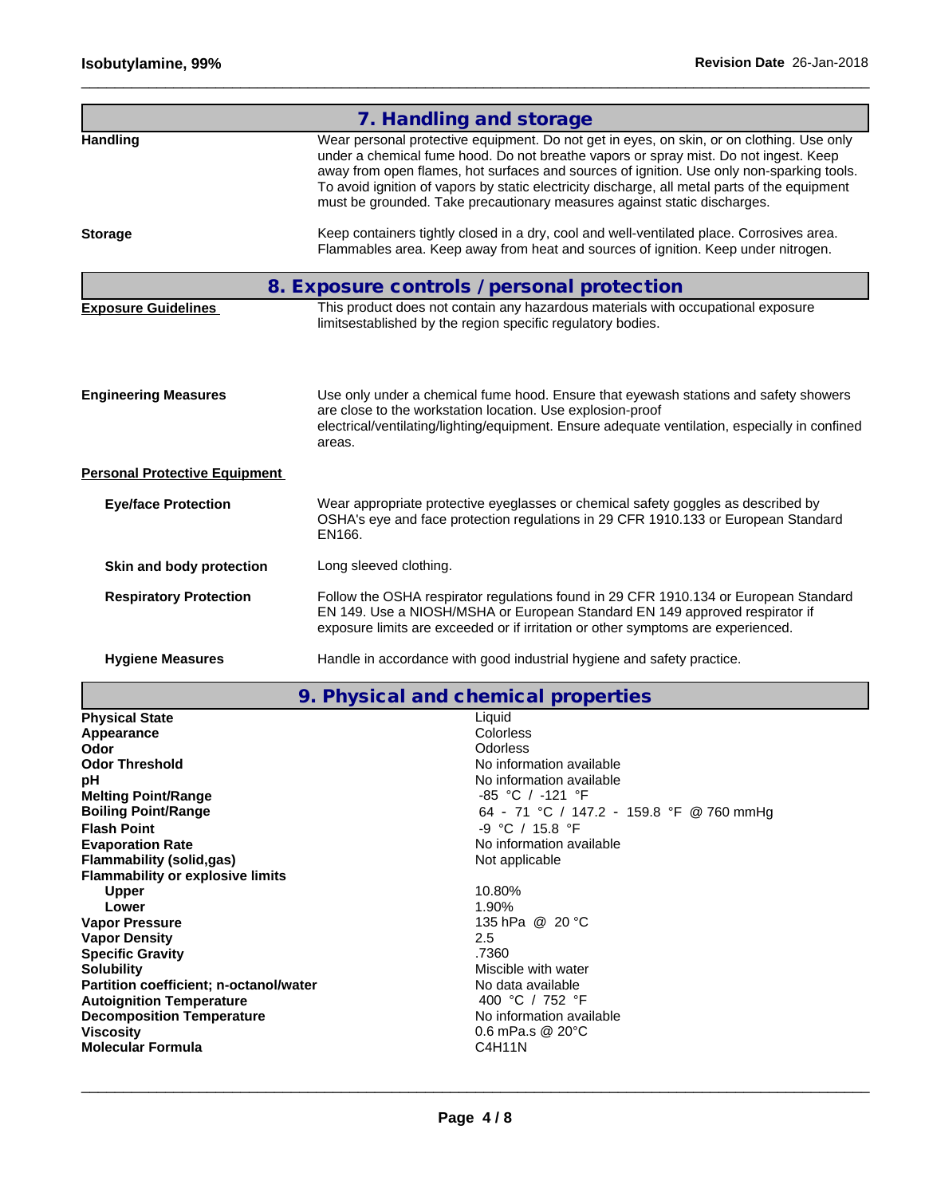## 7. Handling and storage

**Handling**

Wear personal protective equipment. Do not get in eyes, on skin, or on clothing. Use only under a chemical fume hood. Do not breathe vapors or spray mist. Do not ingest. Keep away from open flames, hot surfaces and sources of ignition. Use only non-sparking tools. To avoid ignition of vapors by static electricity discharge, all metal parts of the equipment must be grounded. Take precautionary measures against static discharges.

**Storage**

Keep containers tightly closed in a dry, cool and well-ventilated place. Corrosives area. Flammables area. Keep away from heat and sources of ignition. Keep under nitrogen.

## 8. Exposure controls / personal protection

**Exposure Guidelines**

This product does not contain any hazardous materials with occupational exposure limitsestablished by the region specific regulatory bodies.

**Engineering Measures**

Use only under a chemical fume hood. Ensure that eyewash stations and safety showers are close to the workstation location. Use explosion-proof electrical/ventilating/lighting/equipment. Ensure adequate ventilation, especially in confined areas.

**Personal Protective Equipment**

**Eye/face Protection**

Wear appropriate protective eyeglasses or chemical safety goggles as described by OSHA's eye and face protection regulations in 29 CFR 1910.133 or European Standard EN166.

**Skin and body protection**

Long sleeved clothing.

**Respiratory Protection**

Follow the OSHA respirator regulations found in 29 CFR 1910.134 or European Standard EN 149. Use a NIOSH/MSHA or European Standard EN 149 approved respirator if exposure limits are exceeded or if irritation or other symptoms are experienced.

**Hygiene Measures**

Handle in accordance with good industrial hygiene and safety practice.

## 9. Physical and chemical properties

| Property | Value |
|---|---|
| **Physical State** | Liquid |
| **Appearance** | Colorless |
| **Odor** | Odorless |
| **Odor Threshold** | No information available |
| **pH** | No information available |
| **Melting Point/Range** | -85 °C / -121 °F |
| **Boiling Point/Range** | 64 - 71 °C / 147.2 - 159.8 °F @ 760 mmHg |
| **Flash Point** | -9 °C / 15.8 °F |
| **Evaporation Rate** | No information available |
| **Flammability (solid,gas)** | Not applicable |
| **Flammability or explosive limits** | |
| Upper | 10.80% |
| Lower | 1.90% |
| **Vapor Pressure** | 135 hPa @ 20 °C |
| **Vapor Density** | 2.5 |
| **Specific Gravity** | .7360 |
| **Solubility** | Miscible with water |
| **Partition coefficient; n-octanol/water** | No data available |
| **Autoignition Temperature** | 400 °C / 752 °F |
| **Decomposition Temperature** | No information available |
| **Viscosity** | 0.6 mPa.s @ 20°C |
| **Molecular Formula** | $C_4H_{11}N$ |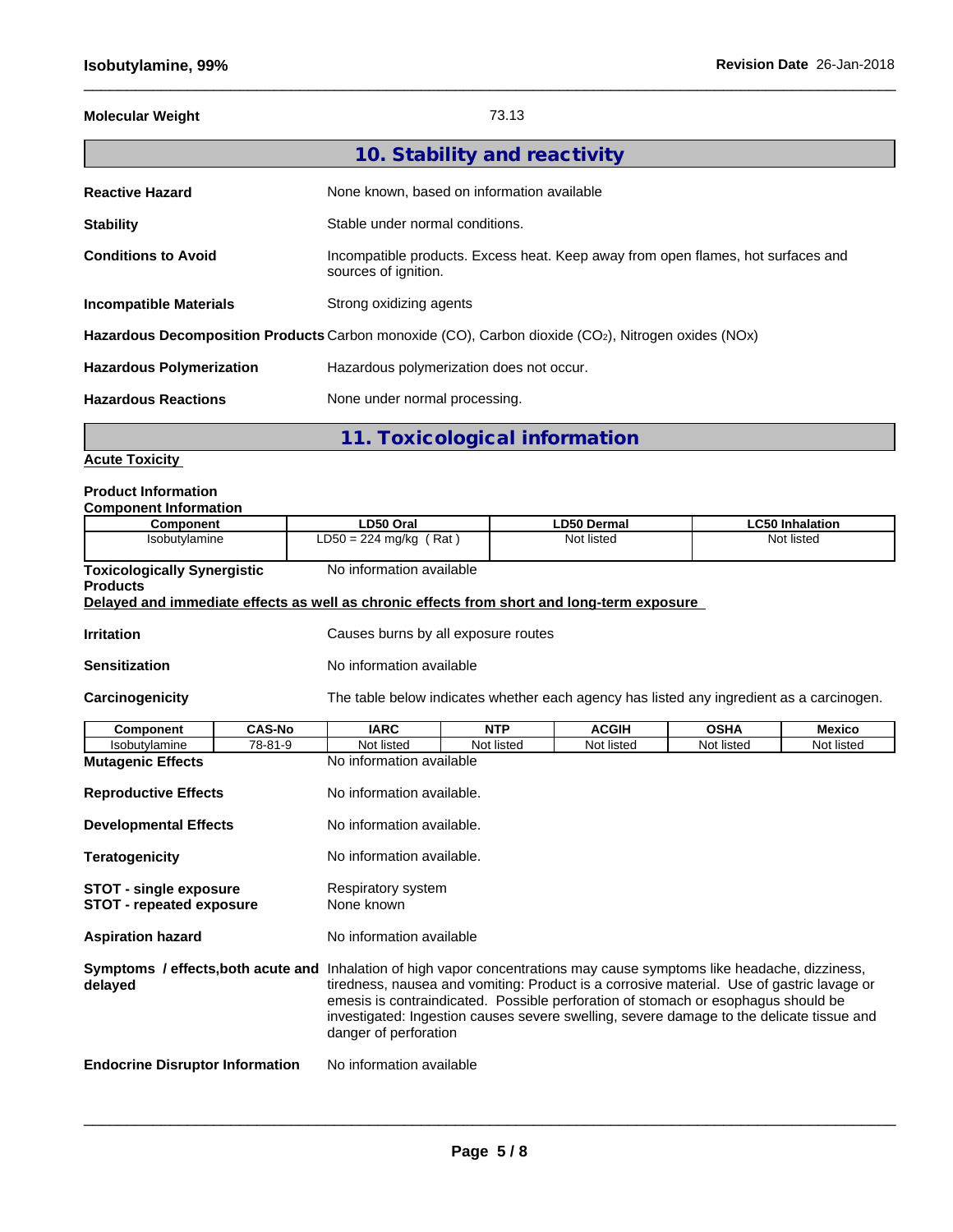**Molecular Weight** 73.13

## 10. Stability and reactivity

**Reactive Hazard** None known, based on information available

**Stability** Stable under normal conditions.

**Conditions to Avoid** Incompatible products. Excess heat. Keep away from open flames, hot surfaces and sources of ignition.

**Incompatible Materials** Strong oxidizing agents

**Hazardous Decomposition Products** Carbon monoxide (CO), Carbon dioxide ($CO_2$), Nitrogen oxides (NOx)

**Hazardous Polymerization** Hazardous polymerization does not occur.

**Hazardous Reactions** None under normal processing.

## 11. Toxicological information

**Acute Toxicity**

**Product Information**
**Component Information**

| Component | LD50 Oral | LD50 Dermal | LC50 Inhalation |
|---|---|---|---|
| Isobutylamine | LD50 = 224 mg/kg ( Rat ) | Not listed | Not listed |

**Toxicologically Synergistic Products** No information available

**Delayed and immediate effects as well as chronic effects from short and long-term exposure**

**Irritation** Causes burns by all exposure routes

**Sensitization** No information available

**Carcinogenicity** The table below indicates whether each agency has listed any ingredient as a carcinogen.

| Component | CAS-No | IARC | NTP | ACGIH | OSHA | Mexico |
|---|---|---|---|---|---|---|
| Isobutylamine | 78-81-9 | Not listed | Not listed | Not listed | Not listed | Not listed |

**Mutagenic Effects** No information available

**Reproductive Effects** No information available.

**Developmental Effects** No information available.

**Teratogenicity** No information available.

**STOT - single exposure** Respiratory system
**STOT - repeated exposure** None known

**Aspiration hazard** No information available

**Symptoms / effects,both acute and delayed** Inhalation of high vapor concentrations may cause symptoms like headache, dizziness, tiredness, nausea and vomiting: Product is a corrosive material. Use of gastric lavage or emesis is contraindicated. Possible perforation of stomach or esophagus should be investigated: Ingestion causes severe swelling, severe damage to the delicate tissue and danger of perforation

**Endocrine Disruptor Information** No information available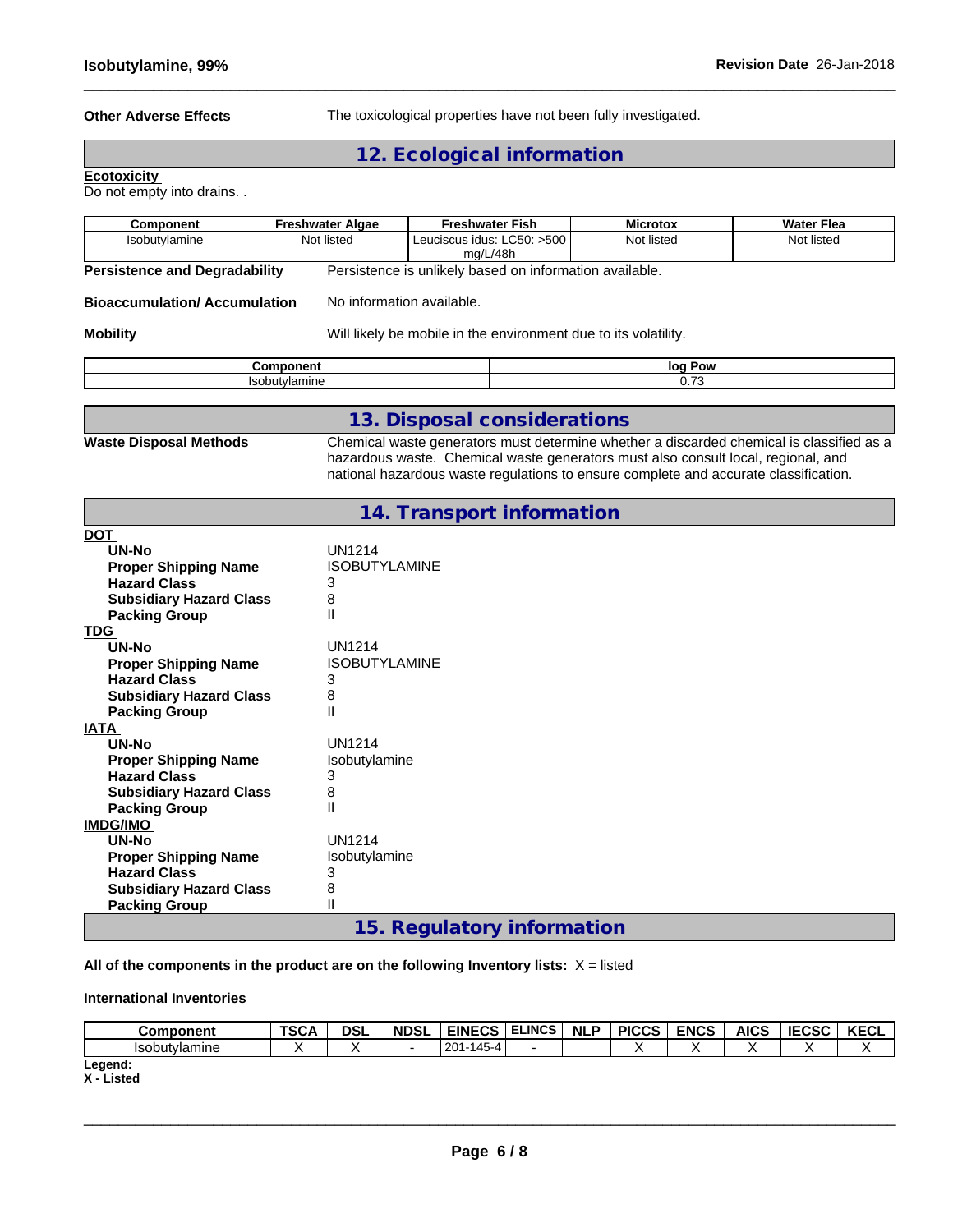**Other Adverse Effects** The toxicological properties have not been fully investigated.

## 12. Ecological information

**Ecotoxicity**
Do not empty into drains. .

| Component | Freshwater Algae | Freshwater Fish | Microtox | Water Flea |
|---|---|---|---|---|
| Isobutylamine | Not listed | Leuciscus idus: LC50: >500 mg/L/48h | Not listed | Not listed |

**Persistence and Degradability** Persistence is unlikely based on information available.

**Bioaccumulation/ Accumulation** No information available.

**Mobility** Will likely be mobile in the environment due to its volatility.

| Component | log Pow |
|---|---|
| Isobutylamine | 0.73 |

## 13. Disposal considerations

**Waste Disposal Methods** Chemical waste generators must determine whether a discarded chemical is classified as a hazardous waste. Chemical waste generators must also consult local, regional, and national hazardous waste regulations to ensure complete and accurate classification.

## 14. Transport information

**DOT**

- **UN-No** UN1214
- **Proper Shipping Name** ISOBUTYLAMINE
- **Hazard Class** 3
- **Subsidiary Hazard Class** 8
- **Packing Group** II

**TDG**

- **UN-No** UN1214
- **Proper Shipping Name** ISOBUTYLAMINE
- **Hazard Class** 3
- **Subsidiary Hazard Class** 8
- **Packing Group** II

**IATA**

- **UN-No** UN1214
- **Proper Shipping Name** Isobutylamine
- **Hazard Class** 3
- **Subsidiary Hazard Class** 8
- **Packing Group** II

**IMDG/IMO**

- **UN-No** UN1214
- **Proper Shipping Name** Isobutylamine
- **Hazard Class** 3
- **Subsidiary Hazard Class** 8
- **Packing Group** II

## 15. Regulatory information

**All of the components in the product are on the following Inventory lists:** X = listed

**International Inventories**

| Component | TSCA | DSL | NDSL | EINECS | ELINCS | NLP | PICCS | ENCS | AICS | IECSC | KECL |
|---|---|---|---|---|---|---|---|---|---|---|---|
| Isobutylamine | X | X | - | 201-145-4 | - | | X | X | X | X | X |

**Legend:**
**X - Listed**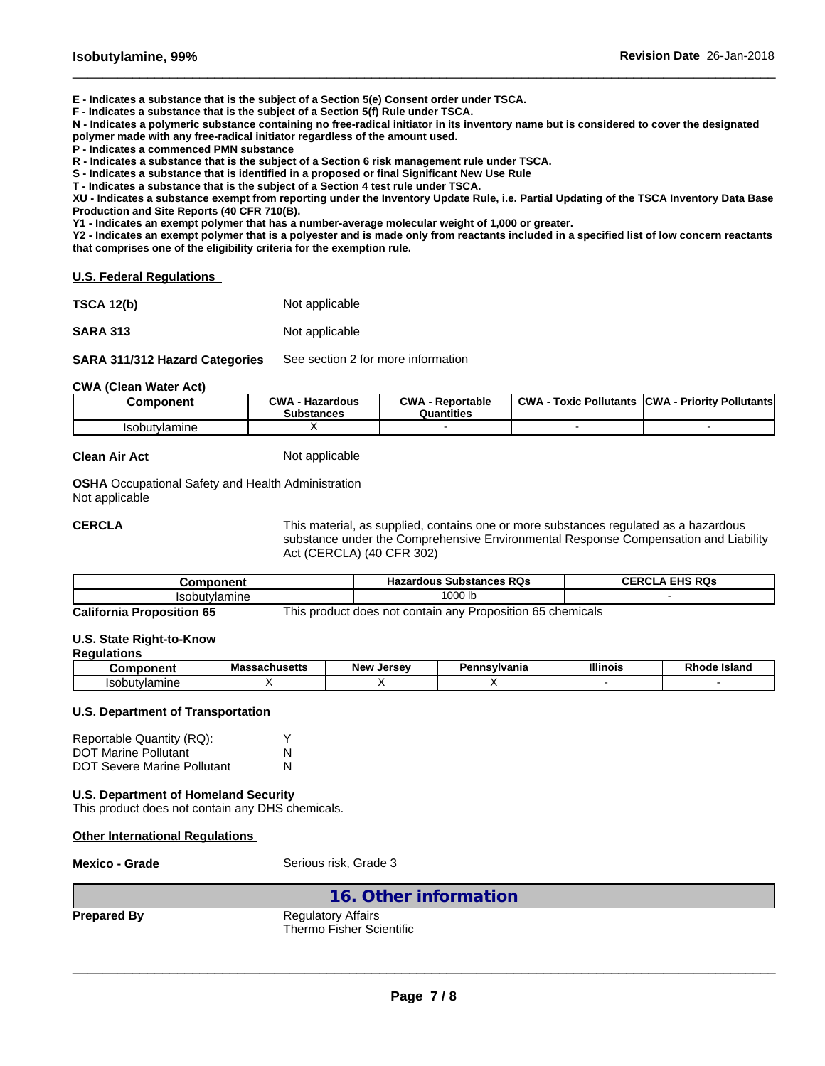**E - Indicates a substance that is the subject of a Section 5(e) Consent order under TSCA.**
**F - Indicates a substance that is the subject of a Section 5(f) Rule under TSCA.**
**N - Indicates a polymeric substance containing no free-radical initiator in its inventory name but is considered to cover the designated polymer made with any free-radical initiator regardless of the amount used.**
**P - Indicates a commenced PMN substance**
**R - Indicates a substance that is the subject of a Section 6 risk management rule under TSCA.**
**S - Indicates a substance that is identified in a proposed or final Significant New Use Rule**
**T - Indicates a substance that is the subject of a Section 4 test rule under TSCA.**
**XU - Indicates a substance exempt from reporting under the Inventory Update Rule, i.e. Partial Updating of the TSCA Inventory Data Base Production and Site Reports (40 CFR 710(B).**
**Y1 - Indicates an exempt polymer that has a number-average molecular weight of 1,000 or greater.**
**Y2 - Indicates an exempt polymer that is a polyester and is made only from reactants included in a specified list of low concern reactants that comprises one of the eligibility criteria for the exemption rule.**

## U.S. Federal Regulations

**TSCA 12(b)** Not applicable

**SARA 313** Not applicable

**SARA 311/312 Hazard Categories** See section 2 for more information

**CWA (Clean Water Act)**

| Component | CWA - Hazardous Substances | CWA - Reportable Quantities | CWA - Toxic Pollutants | CWA - Priority Pollutants |
|---|---|---|---|---|
| Isobutylamine | X | - | - | - |

**Clean Air Act** Not applicable

**OSHA** Occupational Safety and Health Administration
Not applicable

**CERCLA** This material, as supplied, contains one or more substances regulated as a hazardous substance under the Comprehensive Environmental Response Compensation and Liability Act (CERCLA) (40 CFR 302)

| Component | Hazardous Substances RQs | CERCLA EHS RQs |
|---|---|---|
| Isobutylamine | 1000 lb | - |

**California Proposition 65** This product does not contain any Proposition 65 chemicals

**U.S. State Right-to-Know Regulations**

| Component | Massachusetts | New Jersey | Pennsylvania | Illinois | Rhode Island |
|---|---|---|---|---|---|
| Isobutylamine | X | X | X | - | - |

**U.S. Department of Transportation**

Reportable Quantity (RQ): Y
DOT Marine Pollutant N
DOT Severe Marine Pollutant N

**U.S. Department of Homeland Security**
This product does not contain any DHS chemicals.

## Other International Regulations

**Mexico - Grade** Serious risk, Grade 3

# 16. Other information

**Prepared By** Regulatory Affairs
Thermo Fisher Scientific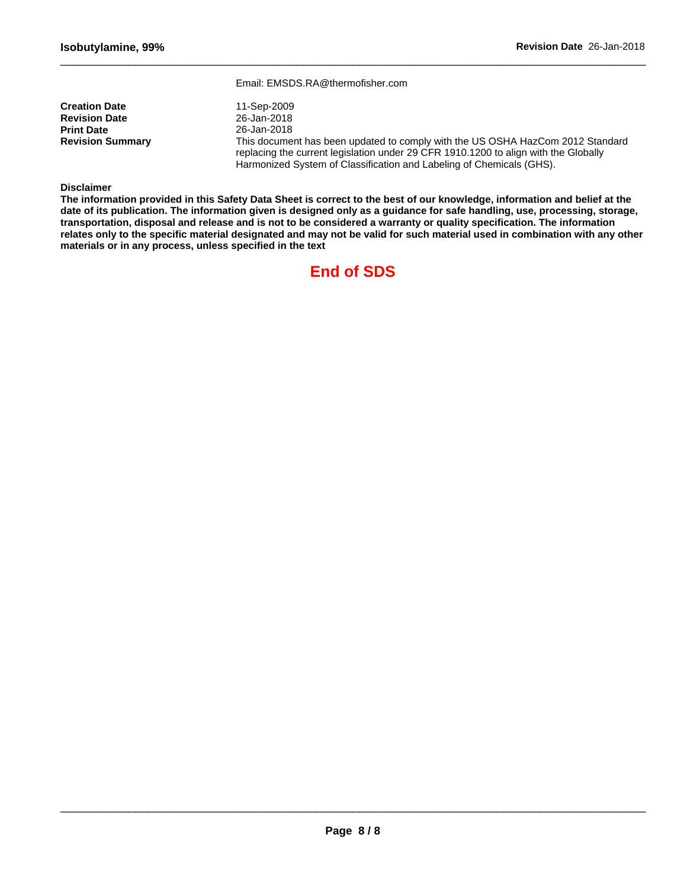Email: EMSDS.RA@thermofisher.com

| | |
|---|---|
| **Creation Date** | 11-Sep-2009 |
| **Revision Date** | 26-Jan-2018 |
| **Print Date** | 26-Jan-2018 |
| **Revision Summary** | This document has been updated to comply with the US OSHA HazCom 2012 Standard replacing the current legislation under 29 CFR 1910.1200 to align with the Globally Harmonized System of Classification and Labeling of Chemicals (GHS). |

**Disclaimer**

**The information provided in this Safety Data Sheet is correct to the best of our knowledge, information and belief at the date of its publication. The information given is designed only as a guidance for safe handling, use, processing, storage, transportation, disposal and release and is not to be considered a warranty or quality specification. The information relates only to the specific material designated and may not be valid for such material used in combination with any other materials or in any process, unless specified in the text**

## End of SDS